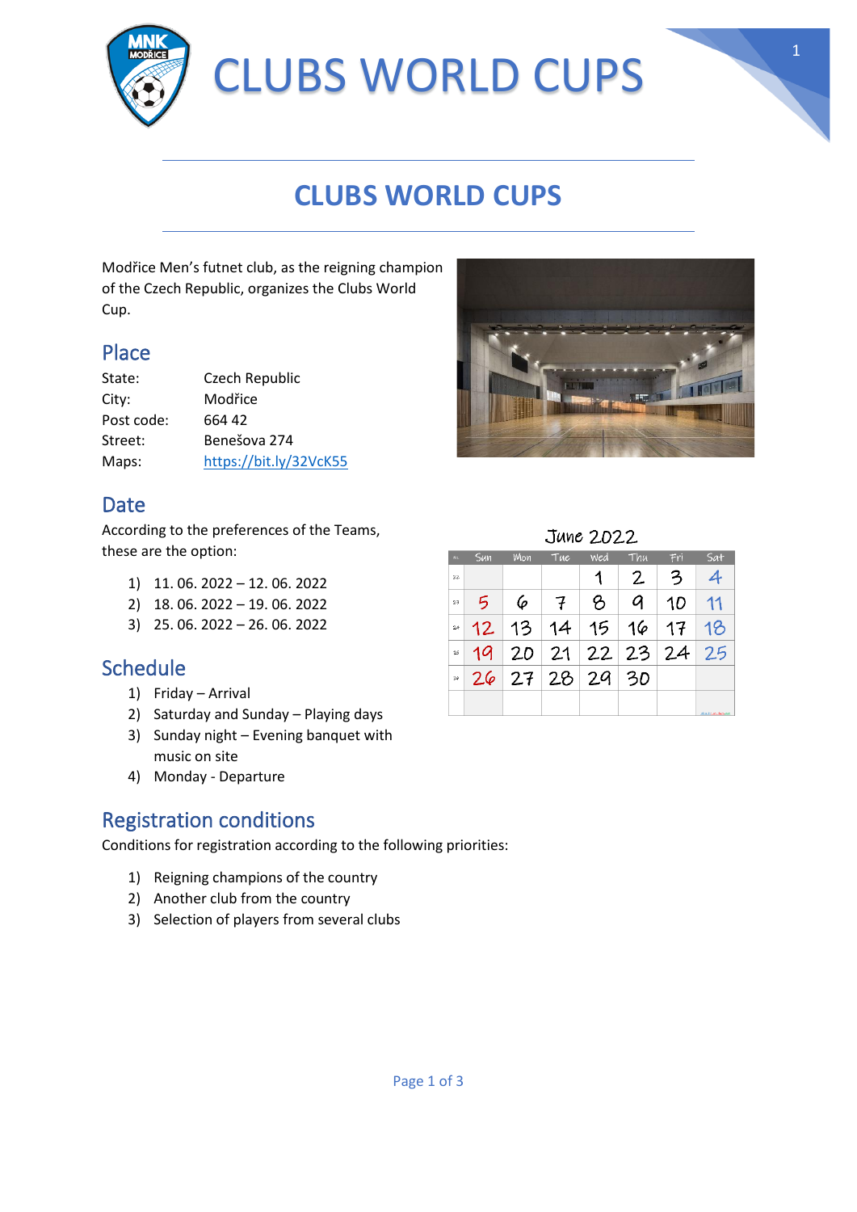# CLUBS WORLD CUPS

## CLUBS WORLD CUPS

Modřice Men's futnet club, as the reigning champion of the Czech Republic, organizes the Clubs World Cup.

## Place

| | |
|---|---|
| State: | Czech Republic |
| City: | Modřice |
| Post code: | 664 42 |
| Street: | Benešova 274 |
| Maps: | https://bit.ly/32VcK55 |

## Date

According to the preferences of the Teams, these are the option:

1) 11. 06. 2022 – 12. 06. 2022
2) 18. 06. 2022 – 19. 06. 2022
3) 25. 06. 2022 – 26. 06. 2022

June 2022

| Sun | Mon | Tue | Wed | Thu | Fri | Sat |
|---|---|---|---|---|---|---|
| | | | 1 | 2 | 3 | 4 |
| 5 | 6 | 7 | 8 | 9 | 10 | 11 |
| 12 | 13 | 14 | 15 | 16 | 17 | 18 |
| 19 | 20 | 21 | 22 | 23 | 24 | 25 |
| 26 | 27 | 28 | 29 | 30 | | |

## Schedule

1) Friday – Arrival
2) Saturday and Sunday – Playing days
3) Sunday night – Evening banquet with music on site
4) Monday - Departure

## Registration conditions

Conditions for registration according to the following priorities:

1) Reigning champions of the country
2) Another club from the country
3) Selection of players from several clubs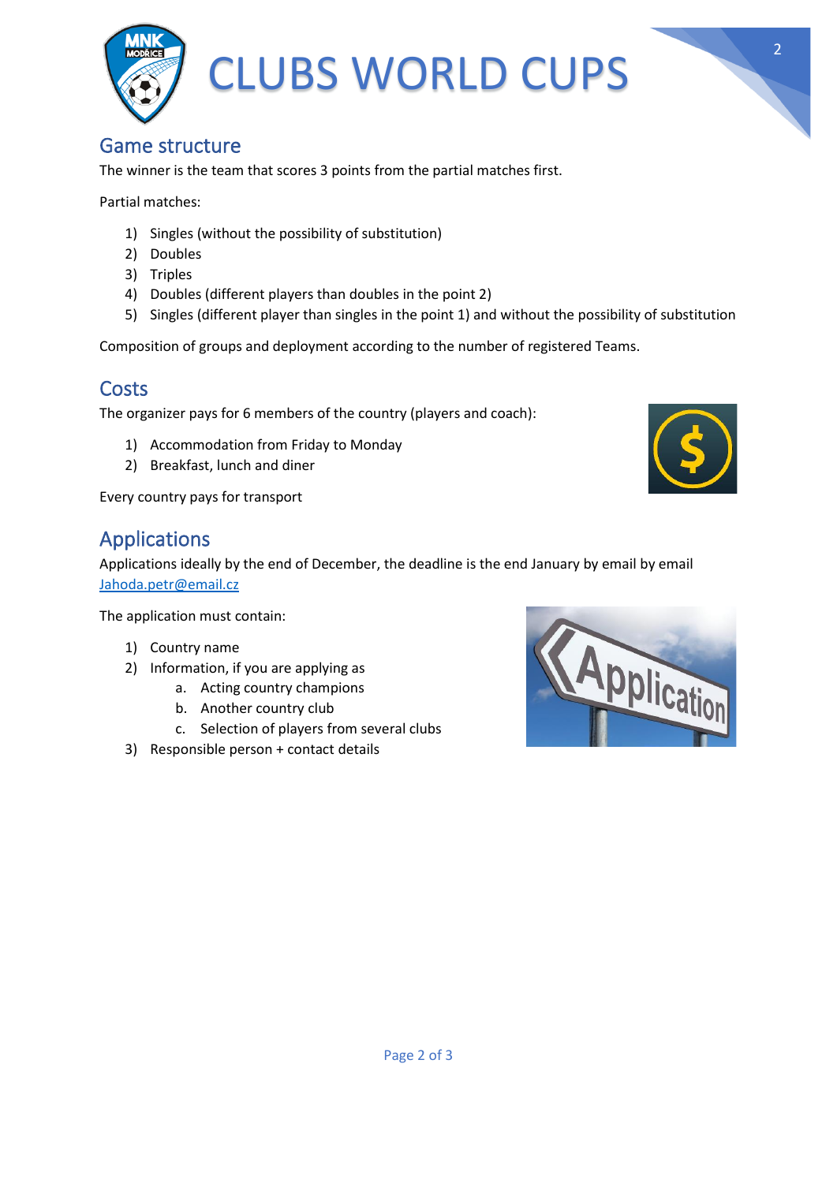## Game structure

The winner is the team that scores 3 points from the partial matches first.

Partial matches:

1) Singles (without the possibility of substitution)
2) Doubles
3) Triples
4) Doubles (different players than doubles in the point 2)
5) Singles (different player than singles in the point 1) and without the possibility of substitution

Composition of groups and deployment according to the number of registered Teams.

## Costs

The organizer pays for 6 members of the country (players and coach):

1) Accommodation from Friday to Monday
2) Breakfast, lunch and diner

Every country pays for transport

## Applications

Applications ideally by the end of December, the deadline is the end January by email by email [Jahoda.petr@email.cz](mailto:Jahoda.petr@email.cz)

The application must contain:

1) Country name
2) Information, if you are applying as
   a. Acting country champions
   b. Another country club
   c. Selection of players from several clubs
3) Responsible person + contact details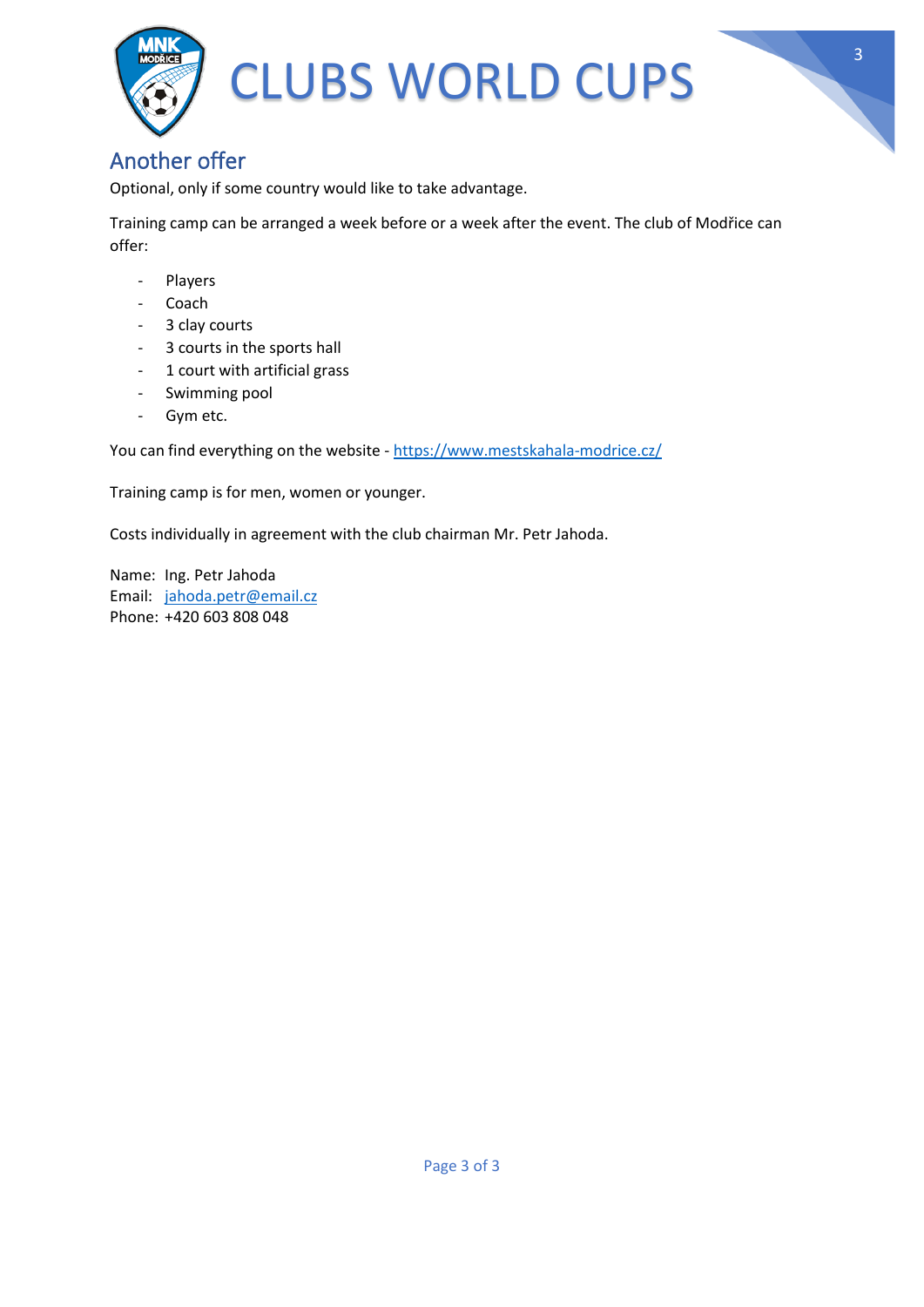## Another offer

Optional, only if some country would like to take advantage.

Training camp can be arranged a week before or a week after the event. The club of Modřice can offer:

- Players
- Coach
- 3 clay courts
- 3 courts in the sports hall
- 1 court with artificial grass
- Swimming pool
- Gym etc.

You can find everything on the website - [https://www.mestskahala-modrice.cz/](https://www.mestskahala-modrice.cz/)

Training camp is for men, women or younger.

Costs individually in agreement with the club chairman Mr. Petr Jahoda.

Name: Ing. Petr Jahoda
Email: [jahoda.petr@email.cz](mailto:jahoda.petr@email.cz)
Phone: +420 603 808 048